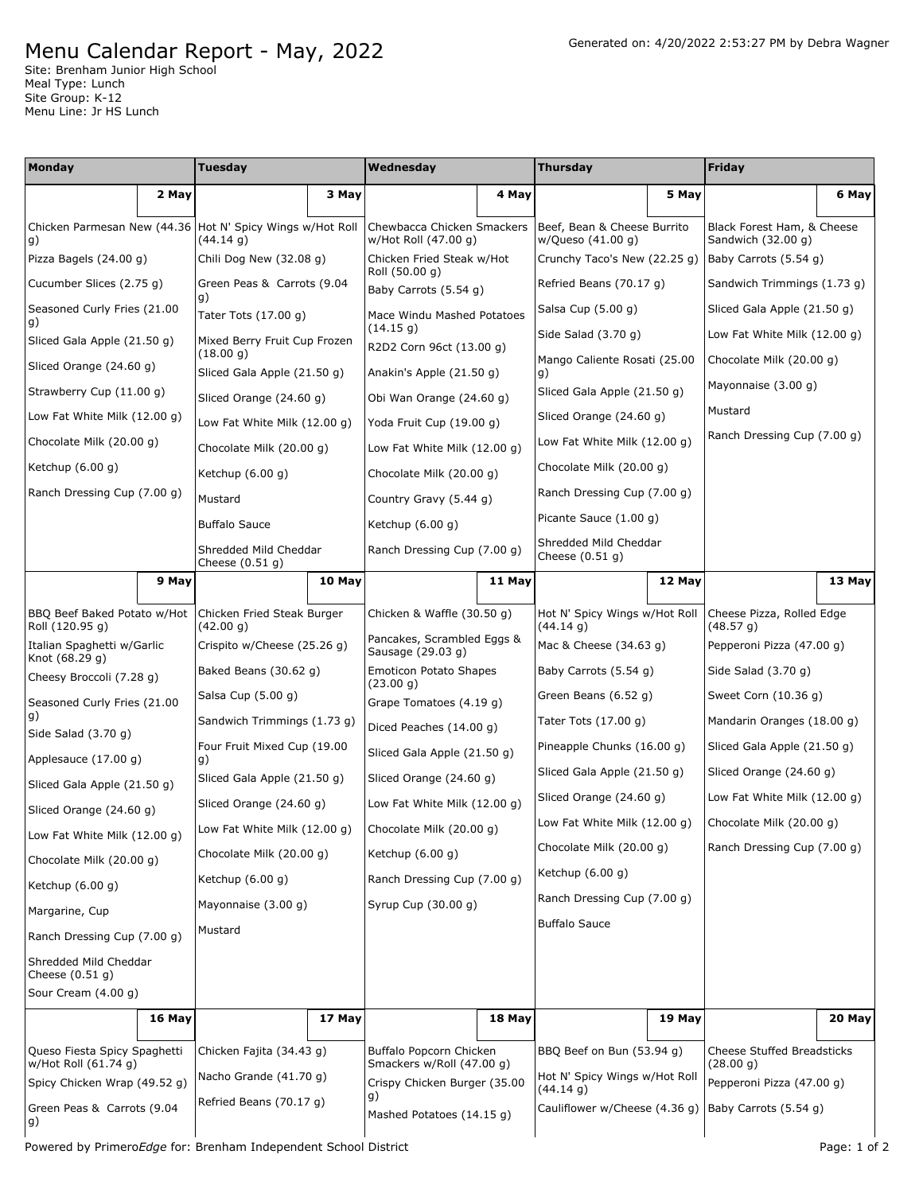# Menu Calendar Report - May, 2022

Generated on: 4/20/2022 2:53:27 PM by Debra Wagner

Site: Brenham Junior High School
Meal Type: Lunch
Site Group: K-12
Menu Line: Jr HS Lunch

| Monday | Tuesday | Wednesday | Thursday | Friday |
|---|---|---|---|---|
| **2 May** | **3 May** | **4 May** | **5 May** | **6 May** |
| Chicken Parmesan New (44.36 g)<br>Pizza Bagels (24.00 g)<br>Cucumber Slices (2.75 g)<br>Seasoned Curly Fries (21.00 g)<br>Sliced Gala Apple (21.50 g)<br>Sliced Orange (24.60 g)<br>Strawberry Cup (11.00 g)<br>Low Fat White Milk (12.00 g)<br>Chocolate Milk (20.00 g)<br>Ketchup (6.00 g)<br>Ranch Dressing Cup (7.00 g) | Hot N' Spicy Wings w/Hot Roll (44.14 g)<br>Chili Dog New (32.08 g)<br>Green Peas & Carrots (9.04 g)<br>Tater Tots (17.00 g)<br>Mixed Berry Fruit Cup Frozen (18.00 g)<br>Sliced Gala Apple (21.50 g)<br>Sliced Orange (24.60 g)<br>Low Fat White Milk (12.00 g)<br>Chocolate Milk (20.00 g)<br>Ketchup (6.00 g)<br>Mustard<br>Buffalo Sauce<br>Shredded Mild Cheddar Cheese (0.51 g) | Chewbacca Chicken Smackers w/Hot Roll (47.00 g)<br>Chicken Fried Steak w/Hot Roll (50.00 g)<br>Baby Carrots (5.54 g)<br>Mace Windu Mashed Potatoes (14.15 g)<br>R2D2 Corn 96ct (13.00 g)<br>Anakin's Apple (21.50 g)<br>Obi Wan Orange (24.60 g)<br>Yoda Fruit Cup (19.00 g)<br>Low Fat White Milk (12.00 g)<br>Chocolate Milk (20.00 g)<br>Country Gravy (5.44 g)<br>Ketchup (6.00 g)<br>Ranch Dressing Cup (7.00 g) | Beef, Bean & Cheese Burrito w/Queso (41.00 g)<br>Crunchy Taco's New (22.25 g)<br>Refried Beans (70.17 g)<br>Salsa Cup (5.00 g)<br>Side Salad (3.70 g)<br>Mango Caliente Rosati (25.00 g)<br>Sliced Gala Apple (21.50 g)<br>Sliced Orange (24.60 g)<br>Low Fat White Milk (12.00 g)<br>Chocolate Milk (20.00 g)<br>Ranch Dressing Cup (7.00 g)<br>Picante Sauce (1.00 g)<br>Shredded Mild Cheddar Cheese (0.51 g) | Black Forest Ham, & Cheese Sandwich (32.00 g)<br>Baby Carrots (5.54 g)<br>Sandwich Trimmings (1.73 g)<br>Sliced Gala Apple (21.50 g)<br>Low Fat White Milk (12.00 g)<br>Chocolate Milk (20.00 g)<br>Mayonnaise (3.00 g)<br>Mustard<br>Ranch Dressing Cup (7.00 g) |
| **9 May** | **10 May** | **11 May** | **12 May** | **13 May** |
| BBQ Beef Baked Potato w/Hot Roll (120.95 g)<br>Italian Spaghetti w/Garlic Knot (68.29 g)<br>Cheesy Broccoli (7.28 g)<br>Seasoned Curly Fries (21.00 g)<br>Side Salad (3.70 g)<br>Applesauce (17.00 g)<br>Sliced Gala Apple (21.50 g)<br>Sliced Orange (24.60 g)<br>Low Fat White Milk (12.00 g)<br>Chocolate Milk (20.00 g)<br>Ketchup (6.00 g)<br>Margarine, Cup<br>Ranch Dressing Cup (7.00 g)<br>Shredded Mild Cheddar Cheese (0.51 g)<br>Sour Cream (4.00 g) | Chicken Fried Steak Burger (42.00 g)<br>Crispito w/Cheese (25.26 g)<br>Baked Beans (30.62 g)<br>Salsa Cup (5.00 g)<br>Sandwich Trimmings (1.73 g)<br>Four Fruit Mixed Cup (19.00 g)<br>Sliced Gala Apple (21.50 g)<br>Sliced Orange (24.60 g)<br>Low Fat White Milk (12.00 g)<br>Chocolate Milk (20.00 g)<br>Ketchup (6.00 g)<br>Mayonnaise (3.00 g)<br>Mustard | Chicken & Waffle (30.50 g)<br>Pancakes, Scrambled Eggs & Sausage (29.03 g)<br>Emoticon Potato Shapes (23.00 g)<br>Grape Tomatoes (4.19 g)<br>Diced Peaches (14.00 g)<br>Sliced Gala Apple (21.50 g)<br>Sliced Orange (24.60 g)<br>Low Fat White Milk (12.00 g)<br>Chocolate Milk (20.00 g)<br>Ketchup (6.00 g)<br>Ranch Dressing Cup (7.00 g)<br>Syrup Cup (30.00 g) | Hot N' Spicy Wings w/Hot Roll (44.14 g)<br>Mac & Cheese (34.63 g)<br>Baby Carrots (5.54 g)<br>Green Beans (6.52 g)<br>Tater Tots (17.00 g)<br>Pineapple Chunks (16.00 g)<br>Sliced Gala Apple (21.50 g)<br>Sliced Orange (24.60 g)<br>Low Fat White Milk (12.00 g)<br>Chocolate Milk (20.00 g)<br>Ketchup (6.00 g)<br>Ranch Dressing Cup (7.00 g)<br>Buffalo Sauce | Cheese Pizza, Rolled Edge (48.57 g)<br>Pepperoni Pizza (47.00 g)<br>Side Salad (3.70 g)<br>Sweet Corn (10.36 g)<br>Mandarin Oranges (18.00 g)<br>Sliced Gala Apple (21.50 g)<br>Sliced Orange (24.60 g)<br>Low Fat White Milk (12.00 g)<br>Chocolate Milk (20.00 g)<br>Ranch Dressing Cup (7.00 g) |
| **16 May** | **17 May** | **18 May** | **19 May** | **20 May** |
| Queso Fiesta Spicy Spaghetti w/Hot Roll (61.74 g)<br>Spicy Chicken Wrap (49.52 g)<br>Green Peas & Carrots (9.04 g) | Chicken Fajita (34.43 g)<br>Nacho Grande (41.70 g)<br>Refried Beans (70.17 g) | Buffalo Popcorn Chicken Smackers w/Roll (47.00 g)<br>Crispy Chicken Burger (35.00 g)<br>Mashed Potatoes (14.15 g) | BBQ Beef on Bun (53.94 g)<br>Hot N' Spicy Wings w/Hot Roll (44.14 g)<br>Cauliflower w/Cheese (4.36 g) | Cheese Stuffed Breadsticks (28.00 g)<br>Pepperoni Pizza (47.00 g)<br>Baby Carrots (5.54 g) |

Powered by Primero*Edge* for: Brenham Independent School District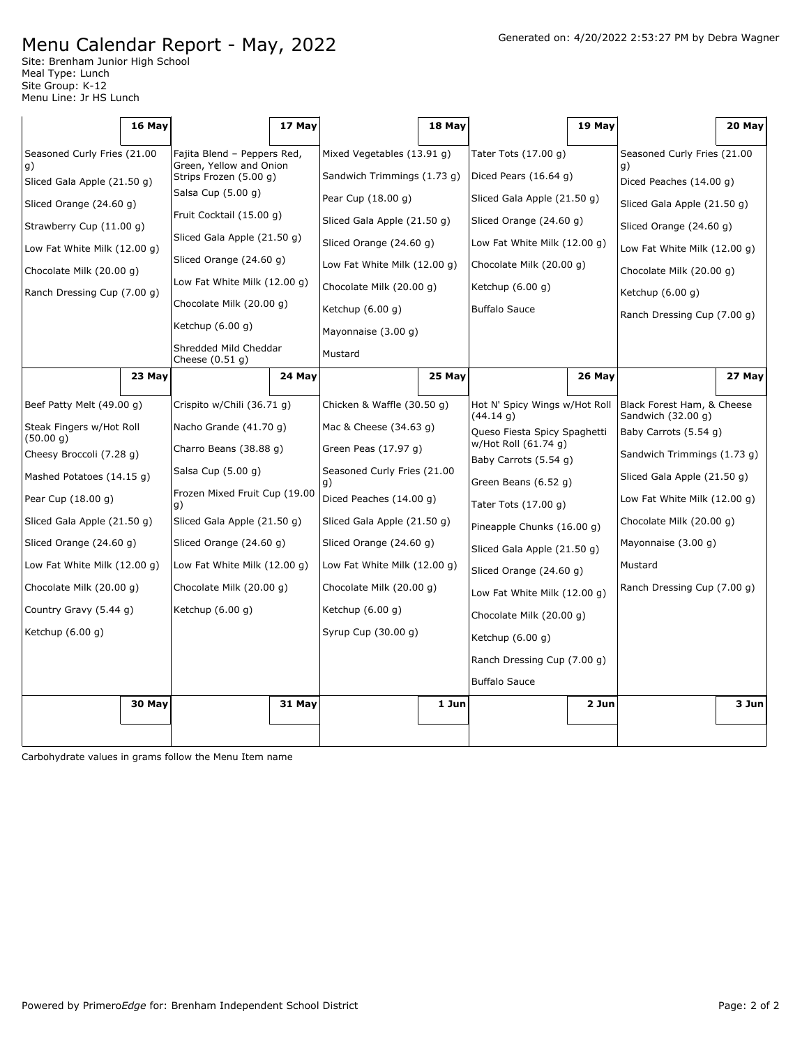# Menu Calendar Report - May, 2022

Generated on: 4/20/2022 2:53:27 PM by Debra Wagner

Site: Brenham Junior High School
Meal Type: Lunch
Site Group: K-12
Menu Line: Jr HS Lunch

| 16 May | 17 May | 18 May | 19 May | 20 May |
|---|---|---|---|---|
| Seasoned Curly Fries (21.00 g)<br>Sliced Gala Apple (21.50 g)<br>Sliced Orange (24.60 g)<br>Strawberry Cup (11.00 g)<br>Low Fat White Milk (12.00 g)<br>Chocolate Milk (20.00 g)<br>Ranch Dressing Cup (7.00 g) | Fajita Blend – Peppers Red, Green, Yellow and Onion Strips Frozen (5.00 g)<br>Salsa Cup (5.00 g)<br>Fruit Cocktail (15.00 g)<br>Sliced Gala Apple (21.50 g)<br>Sliced Orange (24.60 g)<br>Low Fat White Milk (12.00 g)<br>Chocolate Milk (20.00 g)<br>Ketchup (6.00 g)<br>Shredded Mild Cheddar Cheese (0.51 g) | Mixed Vegetables (13.91 g)<br>Sandwich Trimmings (1.73 g)<br>Pear Cup (18.00 g)<br>Sliced Gala Apple (21.50 g)<br>Sliced Orange (24.60 g)<br>Low Fat White Milk (12.00 g)<br>Chocolate Milk (20.00 g)<br>Ketchup (6.00 g)<br>Mayonnaise (3.00 g)<br>Mustard | Tater Tots (17.00 g)<br>Diced Pears (16.64 g)<br>Sliced Gala Apple (21.50 g)<br>Sliced Orange (24.60 g)<br>Low Fat White Milk (12.00 g)<br>Chocolate Milk (20.00 g)<br>Ketchup (6.00 g)<br>Buffalo Sauce | Seasoned Curly Fries (21.00 g)<br>Diced Peaches (14.00 g)<br>Sliced Gala Apple (21.50 g)<br>Sliced Orange (24.60 g)<br>Low Fat White Milk (12.00 g)<br>Chocolate Milk (20.00 g)<br>Ketchup (6.00 g)<br>Ranch Dressing Cup (7.00 g) |
| **23 May** | **24 May** | **25 May** | **26 May** | **27 May** |
| Beef Patty Melt (49.00 g)<br>Steak Fingers w/Hot Roll (50.00 g)<br>Cheesy Broccoli (7.28 g)<br>Mashed Potatoes (14.15 g)<br>Pear Cup (18.00 g)<br>Sliced Gala Apple (21.50 g)<br>Sliced Orange (24.60 g)<br>Low Fat White Milk (12.00 g)<br>Chocolate Milk (20.00 g)<br>Country Gravy (5.44 g)<br>Ketchup (6.00 g) | Crispito w/Chili (36.71 g)<br>Nacho Grande (41.70 g)<br>Charro Beans (38.88 g)<br>Salsa Cup (5.00 g)<br>Frozen Mixed Fruit Cup (19.00 g)<br>Sliced Gala Apple (21.50 g)<br>Sliced Orange (24.60 g)<br>Low Fat White Milk (12.00 g)<br>Chocolate Milk (20.00 g)<br>Ketchup (6.00 g) | Chicken & Waffle (30.50 g)<br>Mac & Cheese (34.63 g)<br>Green Peas (17.97 g)<br>Seasoned Curly Fries (21.00 g)<br>Diced Peaches (14.00 g)<br>Sliced Gala Apple (21.50 g)<br>Sliced Orange (24.60 g)<br>Low Fat White Milk (12.00 g)<br>Chocolate Milk (20.00 g)<br>Ketchup (6.00 g)<br>Syrup Cup (30.00 g) | Hot N' Spicy Wings w/Hot Roll (44.14 g)<br>Queso Fiesta Spicy Spaghetti w/Hot Roll (61.74 g)<br>Baby Carrots (5.54 g)<br>Green Beans (6.52 g)<br>Tater Tots (17.00 g)<br>Pineapple Chunks (16.00 g)<br>Sliced Gala Apple (21.50 g)<br>Sliced Orange (24.60 g)<br>Low Fat White Milk (12.00 g)<br>Chocolate Milk (20.00 g)<br>Ketchup (6.00 g)<br>Ranch Dressing Cup (7.00 g)<br>Buffalo Sauce | Black Forest Ham, & Cheese Sandwich (32.00 g)<br>Baby Carrots (5.54 g)<br>Sandwich Trimmings (1.73 g)<br>Sliced Gala Apple (21.50 g)<br>Low Fat White Milk (12.00 g)<br>Chocolate Milk (20.00 g)<br>Mayonnaise (3.00 g)<br>Mustard<br>Ranch Dressing Cup (7.00 g) |
| **30 May** | **31 May** | **1 Jun** | **2 Jun** | **3 Jun** |
| | | | | |

Carbohydrate values in grams follow the Menu Item name

Powered by Primero*Edge* for: Brenham Independent School District